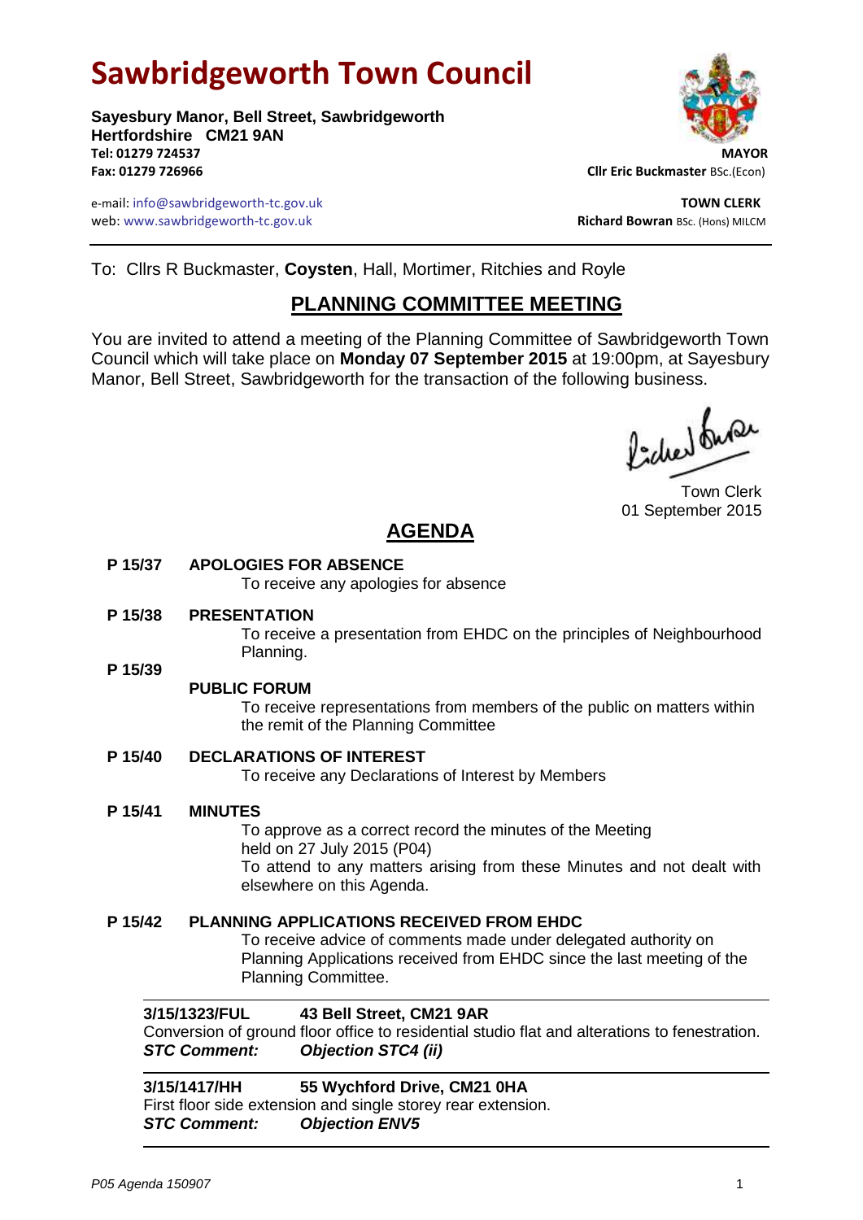# Sawbridgeworth Town Council

**Sayesbury Manor, Bell Street, Sawbridgeworth**
**Hertfordshire CM21 9AN**
**Tel: 01279 724537**
**Fax: 01279 726966**

e-mail: info@sawbridgeworth-tc.gov.uk
web: www.sawbridgeworth-tc.gov.uk

**MAYOR**
**Cllr Eric Buckmaster** BSc.(Econ)

**TOWN CLERK**
**Richard Bowran** BSc. (Hons) MILCM

---

To: Cllrs R Buckmaster, **Coysten**, Hall, Mortimer, Ritchies and Royle

## PLANNING COMMITTEE MEETING

You are invited to attend a meeting of the Planning Committee of Sawbridgeworth Town Council which will take place on **Monday 07 September 2015** at 19:00pm, at Sayesbury Manor, Bell Street, Sawbridgeworth for the transaction of the following business.

Town Clerk
01 September 2015

## AGENDA

**P 15/37 APOLOGIES FOR ABSENCE**
To receive any apologies for absence

**P 15/38 PRESENTATION**
To receive a presentation from EHDC on the principles of Neighbourhood Planning.

**P 15/39 PUBLIC FORUM**
To receive representations from members of the public on matters within the remit of the Planning Committee

**P 15/40 DECLARATIONS OF INTEREST**
To receive any Declarations of Interest by Members

**P 15/41 MINUTES**
To approve as a correct record the minutes of the Meeting held on 27 July 2015 (P04)
To attend to any matters arising from these Minutes and not dealt with elsewhere on this Agenda.

**P 15/42 PLANNING APPLICATIONS RECEIVED FROM EHDC**
To receive advice of comments made under delegated authority on Planning Applications received from EHDC since the last meeting of the Planning Committee.

---

**3/15/1323/FUL 43 Bell Street, CM21 9AR**
Conversion of ground floor office to residential studio flat and alterations to fenestration.
***STC Comment: Objection STC4 (ii)***

---

**3/15/1417/HH 55 Wychford Drive, CM21 0HA**
First floor side extension and single storey rear extension.
***STC Comment: Objection ENV5***

---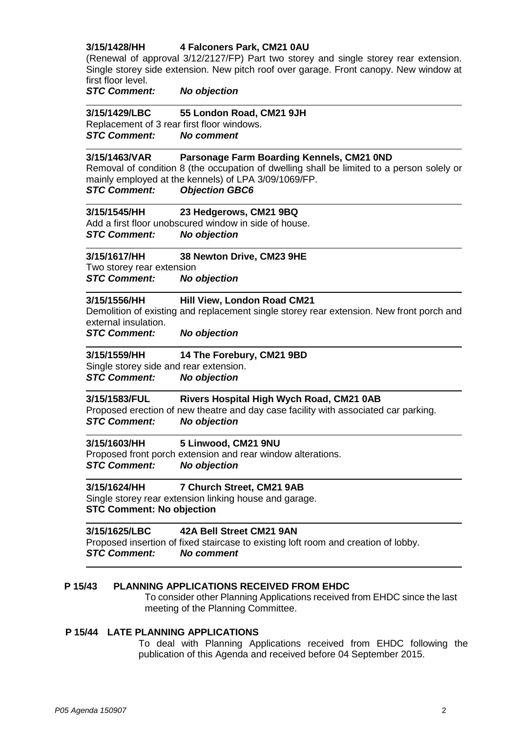**3/15/1428/HH 4 Falconers Park, CM21 0AU**

(Renewal of approval 3/12/2127/FP) Part two storey and single storey rear extension. Single storey side extension. New pitch roof over garage. Front canopy. New window at first floor level.

***STC Comment: No objection***

---

**3/15/1429/LBC 55 London Road, CM21 9JH**

Replacement of 3 rear first floor windows.

***STC Comment: No comment***

---

**3/15/1463/VAR Parsonage Farm Boarding Kennels, CM21 0ND**

Removal of condition 8 (the occupation of dwelling shall be limited to a person solely or mainly employed at the kennels) of LPA 3/09/1069/FP.

***STC Comment: Objection GBC6***

---

**3/15/1545/HH 23 Hedgerows, CM21 9BQ**

Add a first floor unobscured window in side of house.

***STC Comment: No objection***

---

**3/15/1617/HH 38 Newton Drive, CM23 9HE**

Two storey rear extension

***STC Comment: No objection***

---

**3/15/1556/HH Hill View, London Road CM21**

Demolition of existing and replacement single storey rear extension. New front porch and external insulation.

***STC Comment: No objection***

---

**3/15/1559/HH 14 The Forebury, CM21 9BD**

Single storey side and rear extension.

***STC Comment: No objection***

---

**3/15/1583/FUL Rivers Hospital High Wych Road, CM21 0AB**

Proposed erection of new theatre and day case facility with associated car parking.

***STC Comment: No objection***

---

**3/15/1603/HH 5 Linwood, CM21 9NU**

Proposed front porch extension and rear window alterations.

***STC Comment: No objection***

---

**3/15/1624/HH 7 Church Street, CM21 9AB**

Single storey rear extension linking house and garage.

**STC Comment: No objection**

---

**3/15/1625/LBC 42A Bell Street CM21 9AN**

Proposed insertion of fixed staircase to existing loft room and creation of lobby.

***STC Comment: No comment***

---

## P 15/43 PLANNING APPLICATIONS RECEIVED FROM EHDC

To consider other Planning Applications received from EHDC since the last meeting of the Planning Committee.

## P 15/44 LATE PLANNING APPLICATIONS

To deal with Planning Applications received from EHDC following the publication of this Agenda and received before 04 September 2015.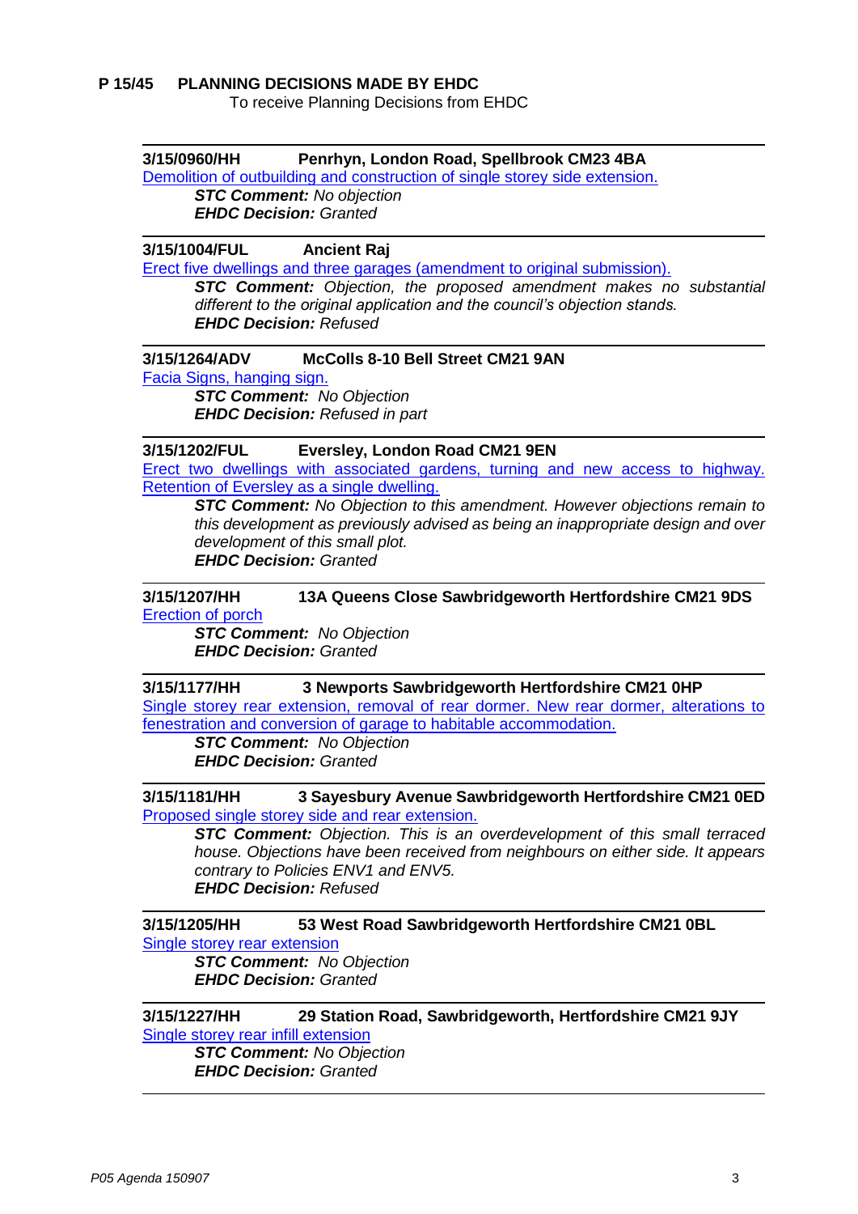## P 15/45 PLANNING DECISIONS MADE BY EHDC

To receive Planning Decisions from EHDC

---

**3/15/0960/HH Penrhyn, London Road, Spellbrook CM23 4BA**

Demolition of outbuilding and construction of single storey side extension.

***STC Comment:*** *No objection*
***EHDC Decision:*** *Granted*

---

**3/15/1004/FUL Ancient Raj**

Erect five dwellings and three garages (amendment to original submission).

***STC Comment:*** *Objection, the proposed amendment makes no substantial different to the original application and the council's objection stands.*
***EHDC Decision:*** *Refused*

---

**3/15/1264/ADV McColls 8-10 Bell Street CM21 9AN**

Facia Signs, hanging sign.

***STC Comment:*** *No Objection*
***EHDC Decision:*** *Refused in part*

---

**3/15/1202/FUL Eversley, London Road CM21 9EN**

Erect two dwellings with associated gardens, turning and new access to highway. Retention of Eversley as a single dwelling.

***STC Comment:*** *No Objection to this amendment. However objections remain to this development as previously advised as being an inappropriate design and over development of this small plot.*
***EHDC Decision:*** *Granted*

---

**3/15/1207/HH 13A Queens Close Sawbridgeworth Hertfordshire CM21 9DS**

Erection of porch

***STC Comment:*** *No Objection*
***EHDC Decision:*** *Granted*

---

**3/15/1177/HH 3 Newports Sawbridgeworth Hertfordshire CM21 0HP**

Single storey rear extension, removal of rear dormer. New rear dormer, alterations to fenestration and conversion of garage to habitable accommodation.

***STC Comment:*** *No Objection*
***EHDC Decision:*** *Granted*

---

**3/15/1181/HH 3 Sayesbury Avenue Sawbridgeworth Hertfordshire CM21 0ED**

Proposed single storey side and rear extension.

***STC Comment:*** *Objection. This is an overdevelopment of this small terraced house. Objections have been received from neighbours on either side. It appears contrary to Policies ENV1 and ENV5.*
***EHDC Decision:*** *Refused*

---

**3/15/1205/HH 53 West Road Sawbridgeworth Hertfordshire CM21 0BL**

Single storey rear extension

***STC Comment:*** *No Objection*
***EHDC Decision:*** *Granted*

---

**3/15/1227/HH 29 Station Road, Sawbridgeworth, Hertfordshire CM21 9JY**

Single storey rear infill extension

***STC Comment:*** *No Objection*
***EHDC Decision:*** *Granted*

---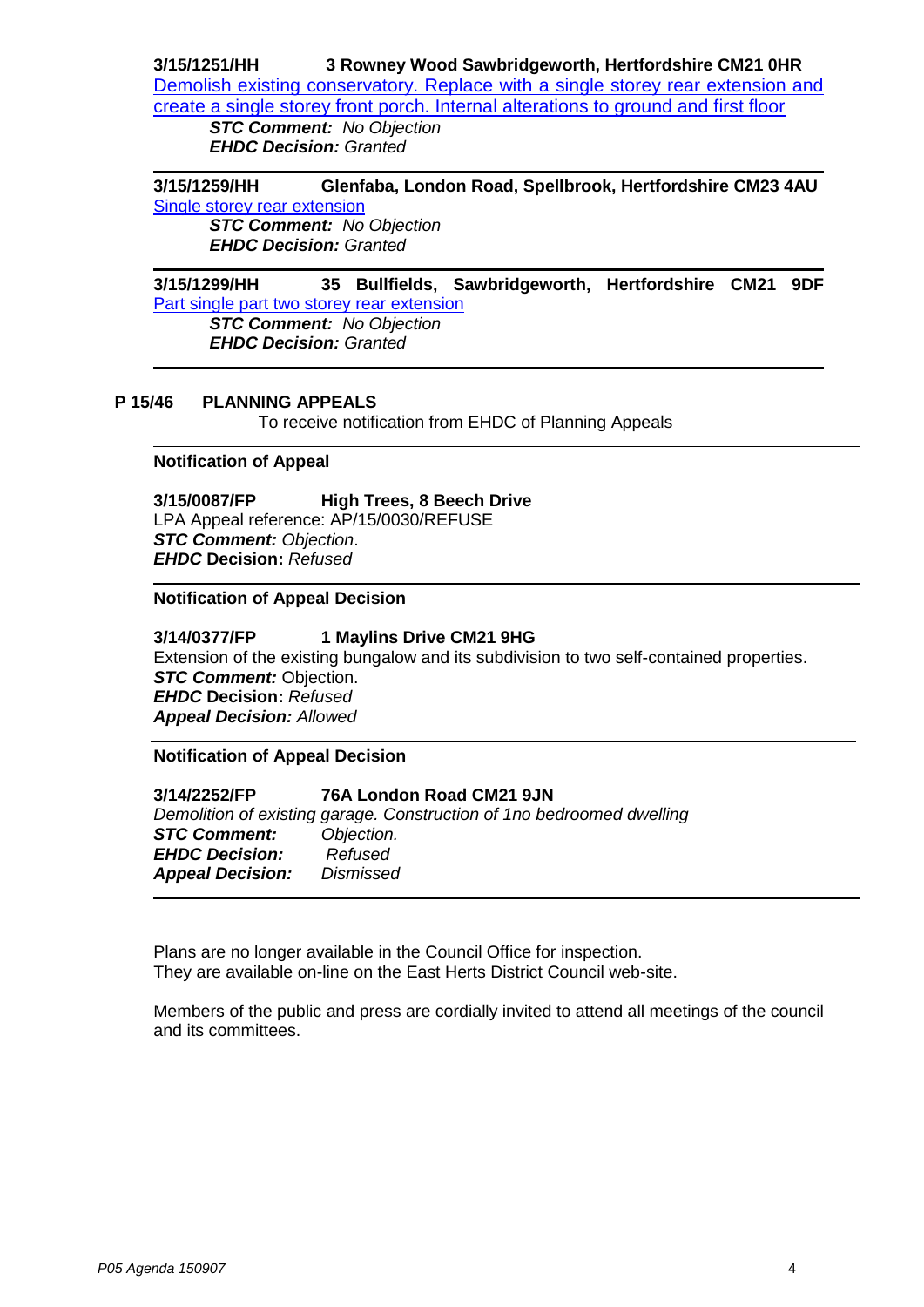**3/15/1251/HH 3 Rowney Wood Sawbridgeworth, Hertfordshire CM21 0HR**

Demolish existing conservatory. Replace with a single storey rear extension and create a single storey front porch. Internal alterations to ground and first floor

***STC Comment:*** *No Objection*
***EHDC Decision:*** *Granted*

---

**3/15/1259/HH Glenfaba, London Road, Spellbrook, Hertfordshire CM23 4AU**

Single storey rear extension

***STC Comment:*** *No Objection*
***EHDC Decision:*** *Granted*

---

**3/15/1299/HH 35 Bullfields, Sawbridgeworth, Hertfordshire CM21 9DF**

Part single part two storey rear extension

***STC Comment:*** *No Objection*
***EHDC Decision:*** *Granted*

---

## P 15/46 PLANNING APPEALS

To receive notification from EHDC of Planning Appeals

---

**Notification of Appeal**

**3/15/0087/FP High Trees, 8 Beech Drive**
LPA Appeal reference: AP/15/0030/REFUSE
***STC Comment:*** *Objection*.
***EHDC* Decision:** *Refused*

---

**Notification of Appeal Decision**

**3/14/0377/FP 1 Maylins Drive CM21 9HG**
Extension of the existing bungalow and its subdivision to two self-contained properties.
***STC Comment:*** Objection.
***EHDC* Decision:** *Refused*
***Appeal Decision:*** *Allowed*

---

**Notification of Appeal Decision**

**3/14/2252/FP 76A London Road CM21 9JN**
*Demolition of existing garage. Construction of 1no bedroomed dwelling*
***STC Comment:*** *Objection.*
***EHDC Decision:*** *Refused*
***Appeal Decision:*** *Dismissed*

---

Plans are no longer available in the Council Office for inspection.
They are available on-line on the East Herts District Council web-site.

Members of the public and press are cordially invited to attend all meetings of the council and its committees.